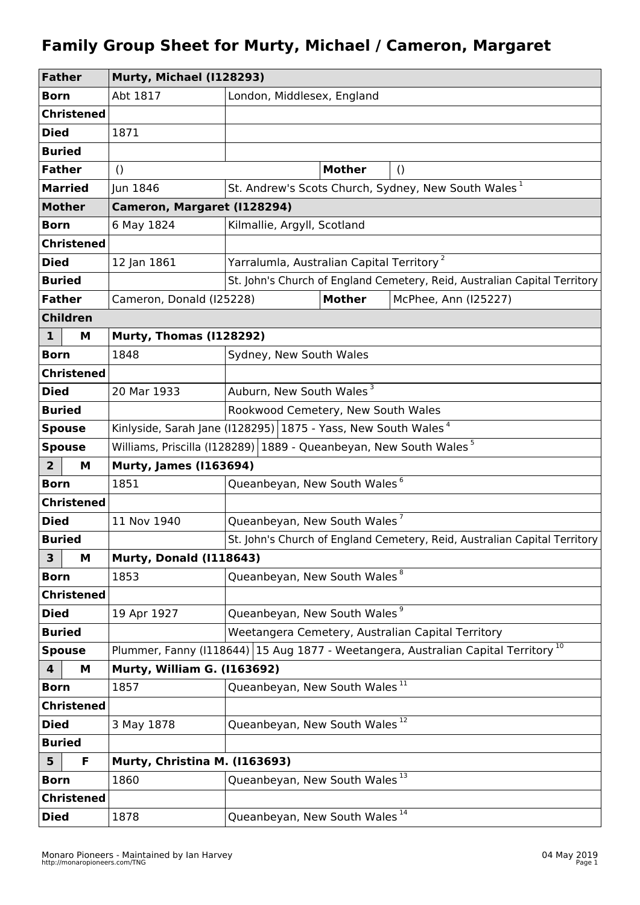# Family Group Sheet for Murty, Michael / Cameron, Margaret

| Father | Murty, Michael (I128293) | | | |
|---|---|---|---|---|
| Born | Abt 1817 | London, Middlesex, England | | |
| Christened | | | | |
| Died | 1871 | | | |
| Buried | | | | |
| Father | () | | Mother | () |
| Married | Jun 1846 | St. Andrew's Scots Church, Sydney, New South Wales [1] | | |
| **Mother** | **Cameron, Margaret (I128294)** | | | |
| Born | 6 May 1824 | Kilmallie, Argyll, Scotland | | |
| Christened | | | | |
| Died | 12 Jan 1861 | Yarralumla, Australian Capital Territory [2] | | |
| Buried | | St. John's Church of England Cemetery, Reid, Australian Capital Territory | | |
| Father | Cameron, Donald (I25228) | | Mother | McPhee, Ann (I25227) |
| **Children** | | | | |
| **1 M** | **Murty, Thomas (I128292)** | | | |
| Born | 1848 | Sydney, New South Wales | | |
| Christened | | | | |
| Died | 20 Mar 1933 | Auburn, New South Wales [3] | | |
| Buried | | Rookwood Cemetery, New South Wales | | |
| Spouse | Kinlyside, Sarah Jane (I128295) | 1875 - Yass, New South Wales [4] | | |
| Spouse | Williams, Priscilla (I128289) | 1889 - Queanbeyan, New South Wales [5] | | |
| **2 M** | **Murty, James (I163694)** | | | |
| Born | 1851 | Queanbeyan, New South Wales [6] | | |
| Christened | | | | |
| Died | 11 Nov 1940 | Queanbeyan, New South Wales [7] | | |
| Buried | | St. John's Church of England Cemetery, Reid, Australian Capital Territory | | |
| **3 M** | **Murty, Donald (I118643)** | | | |
| Born | 1853 | Queanbeyan, New South Wales [8] | | |
| Christened | | | | |
| Died | 19 Apr 1927 | Queanbeyan, New South Wales [9] | | |
| Buried | | Weetangera Cemetery, Australian Capital Territory | | |
| Spouse | Plummer, Fanny (I118644) | 15 Aug 1877 - Weetangera, Australian Capital Territory [10] | | |
| **4 M** | **Murty, William G. (I163692)** | | | |
| Born | 1857 | Queanbeyan, New South Wales [11] | | |
| Christened | | | | |
| Died | 3 May 1878 | Queanbeyan, New South Wales [12] | | |
| Buried | | | | |
| **5 F** | **Murty, Christina M. (I163693)** | | | |
| Born | 1860 | Queanbeyan, New South Wales [13] | | |
| Christened | | | | |
| Died | 1878 | Queanbeyan, New South Wales [14] | | |

Monaro Pioneers - Maintained by Ian Harvey
http://monaropioneers.com/TNG

04 May 2019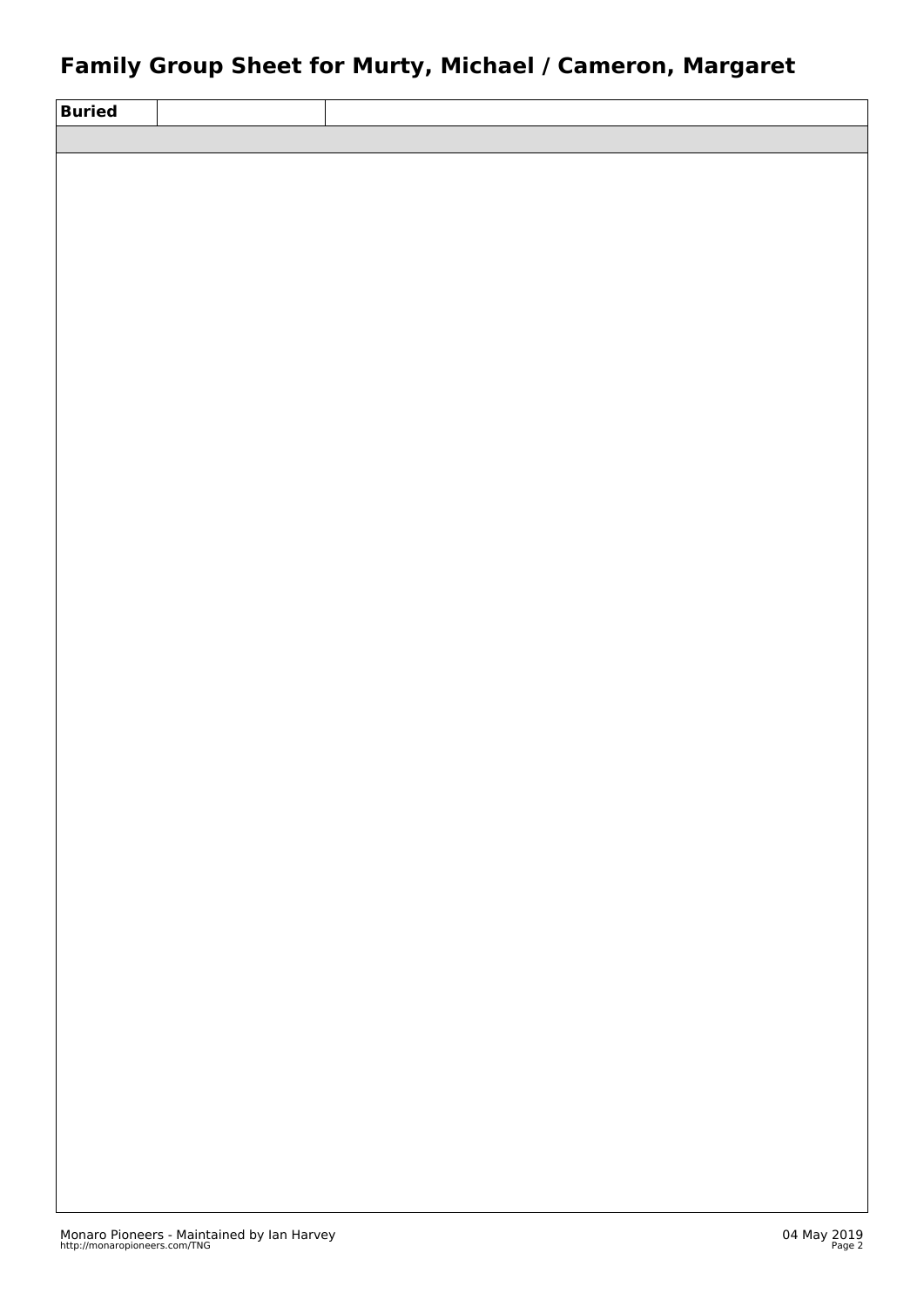# Family Group Sheet for Murty, Michael / Cameron, Margaret

| Buried | | |
|---|---|---|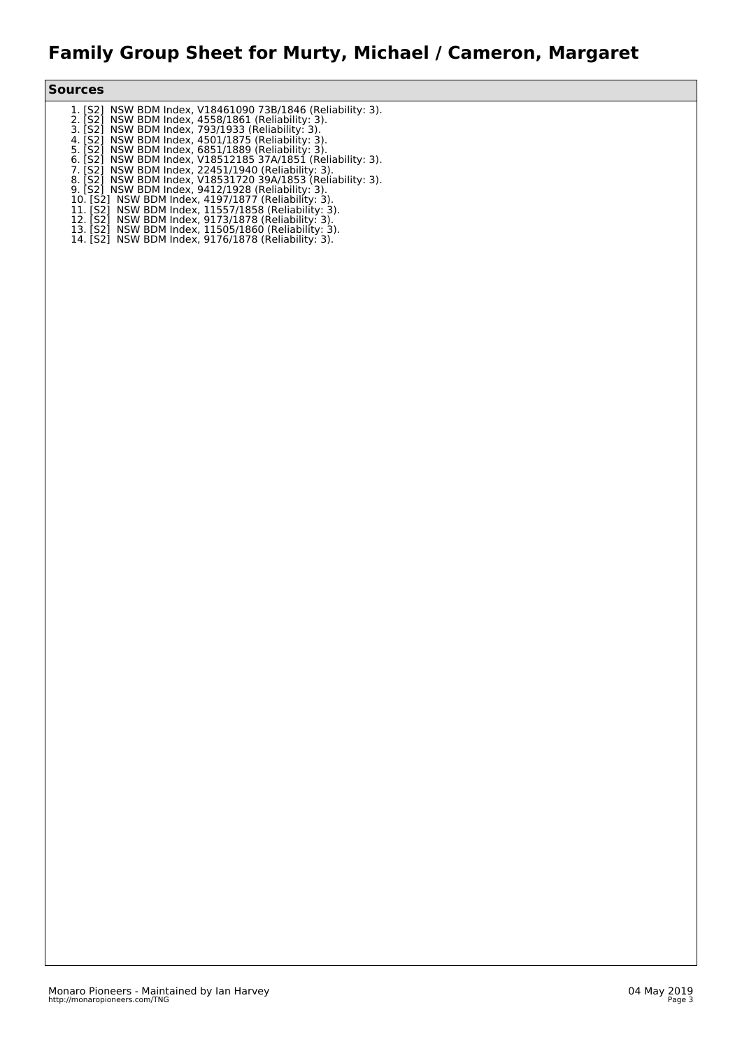# Family Group Sheet for Murty, Michael / Cameron, Margaret

## Sources

1. [S2] NSW BDM Index, V18461090 73B/1846 (Reliability: 3).
2. [S2] NSW BDM Index, 4558/1861 (Reliability: 3).
3. [S2] NSW BDM Index, 793/1933 (Reliability: 3).
4. [S2] NSW BDM Index, 4501/1875 (Reliability: 3).
5. [S2] NSW BDM Index, 6851/1889 (Reliability: 3).
6. [S2] NSW BDM Index, V18512185 37A/1851 (Reliability: 3).
7. [S2] NSW BDM Index, 22451/1940 (Reliability: 3).
8. [S2] NSW BDM Index, V18531720 39A/1853 (Reliability: 3).
9. [S2] NSW BDM Index, 9412/1928 (Reliability: 3).
10. [S2] NSW BDM Index, 4197/1877 (Reliability: 3).
11. [S2] NSW BDM Index, 11557/1858 (Reliability: 3).
12. [S2] NSW BDM Index, 9173/1878 (Reliability: 3).
13. [S2] NSW BDM Index, 11505/1860 (Reliability: 3).
14. [S2] NSW BDM Index, 9176/1878 (Reliability: 3).